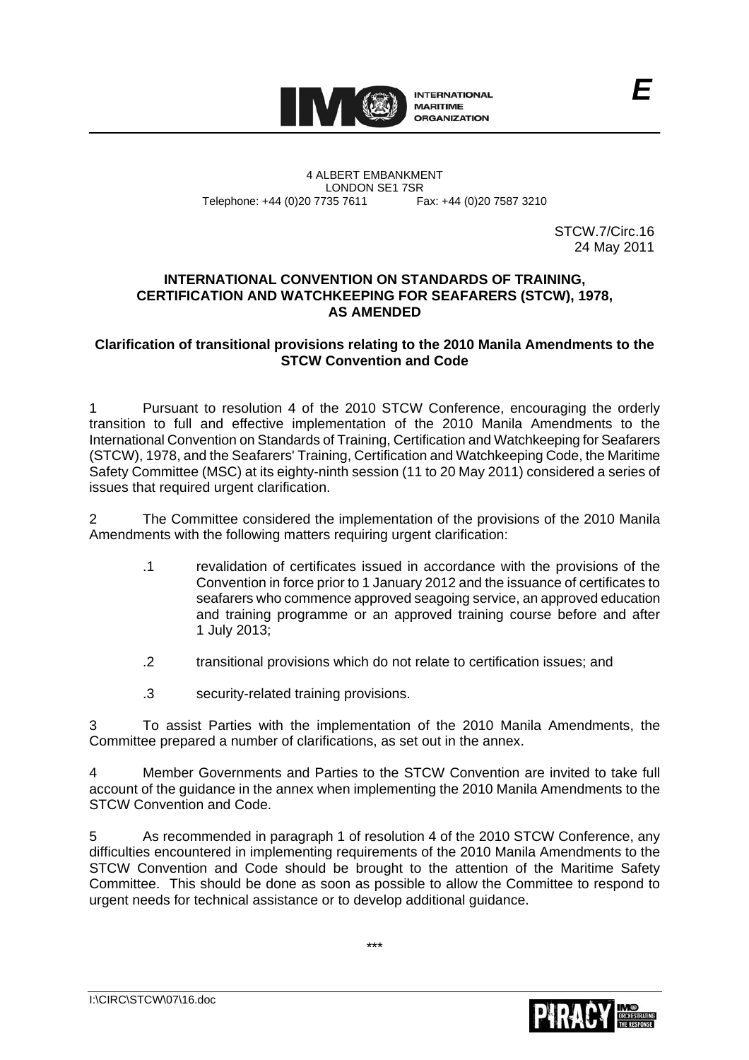INTERNATIONAL MARITIME ORGANIZATION

*E*

4 ALBERT EMBANKMENT
LONDON SE1 7SR
Telephone: +44 (0)20 7735 7611 Fax: +44 (0)20 7587 3210

STCW.7/Circ.16
24 May 2011

**INTERNATIONAL CONVENTION ON STANDARDS OF TRAINING, CERTIFICATION AND WATCHKEEPING FOR SEAFARERS (STCW), 1978, AS AMENDED**

**Clarification of transitional provisions relating to the 2010 Manila Amendments to the STCW Convention and Code**

1 Pursuant to resolution 4 of the 2010 STCW Conference, encouraging the orderly transition to full and effective implementation of the 2010 Manila Amendments to the International Convention on Standards of Training, Certification and Watchkeeping for Seafarers (STCW), 1978, and the Seafarers' Training, Certification and Watchkeeping Code, the Maritime Safety Committee (MSC) at its eighty-ninth session (11 to 20 May 2011) considered a series of issues that required urgent clarification.

2 The Committee considered the implementation of the provisions of the 2010 Manila Amendments with the following matters requiring urgent clarification:

.1 revalidation of certificates issued in accordance with the provisions of the Convention in force prior to 1 January 2012 and the issuance of certificates to seafarers who commence approved seagoing service, an approved education and training programme or an approved training course before and after 1 July 2013;

.2 transitional provisions which do not relate to certification issues; and

.3 security-related training provisions.

3 To assist Parties with the implementation of the 2010 Manila Amendments, the Committee prepared a number of clarifications, as set out in the annex.

4 Member Governments and Parties to the STCW Convention are invited to take full account of the guidance in the annex when implementing the 2010 Manila Amendments to the STCW Convention and Code.

5 As recommended in paragraph 1 of resolution 4 of the 2010 STCW Conference, any difficulties encountered in implementing requirements of the 2010 Manila Amendments to the STCW Convention and Code should be brought to the attention of the Maritime Safety Committee. This should be done as soon as possible to allow the Committee to respond to urgent needs for technical assistance or to develop additional guidance.

***

I:\CIRC\STCW\07\16.doc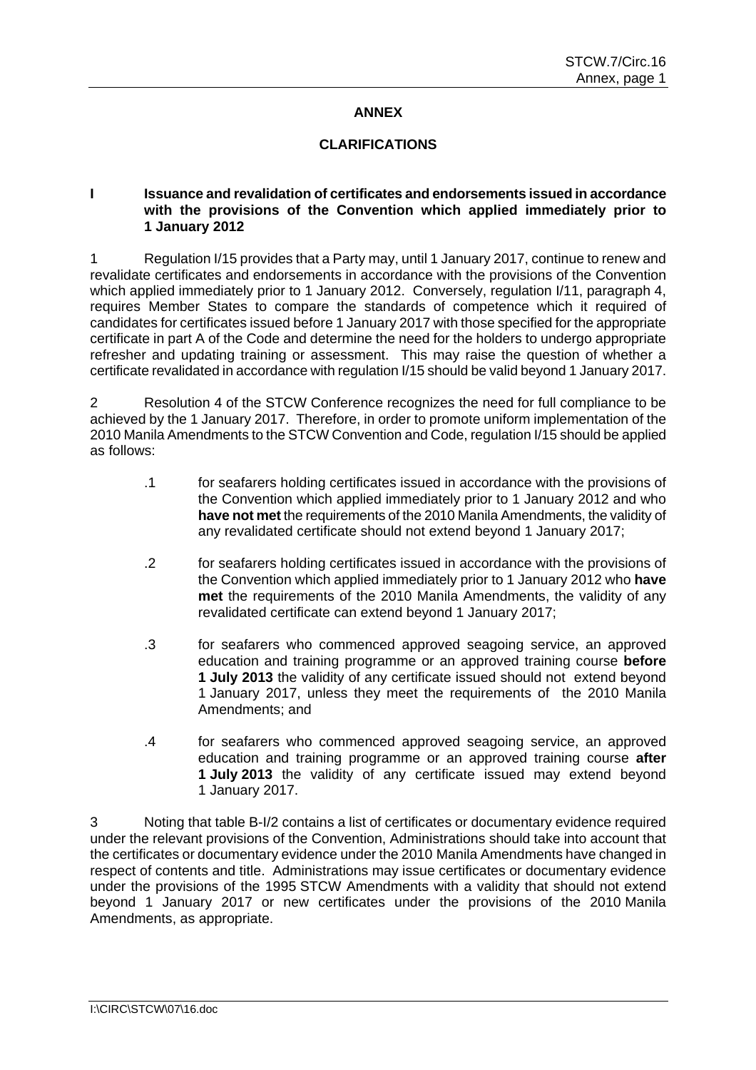# ANNEX

## CLARIFICATIONS

### I Issuance and revalidation of certificates and endorsements issued in accordance with the provisions of the Convention which applied immediately prior to 1 January 2012

1 Regulation I/15 provides that a Party may, until 1 January 2017, continue to renew and revalidate certificates and endorsements in accordance with the provisions of the Convention which applied immediately prior to 1 January 2012. Conversely, regulation I/11, paragraph 4, requires Member States to compare the standards of competence which it required of candidates for certificates issued before 1 January 2017 with those specified for the appropriate certificate in part A of the Code and determine the need for the holders to undergo appropriate refresher and updating training or assessment. This may raise the question of whether a certificate revalidated in accordance with regulation I/15 should be valid beyond 1 January 2017.

2 Resolution 4 of the STCW Conference recognizes the need for full compliance to be achieved by the 1 January 2017. Therefore, in order to promote uniform implementation of the 2010 Manila Amendments to the STCW Convention and Code, regulation I/15 should be applied as follows:

.1 for seafarers holding certificates issued in accordance with the provisions of the Convention which applied immediately prior to 1 January 2012 and who **have not met** the requirements of the 2010 Manila Amendments, the validity of any revalidated certificate should not extend beyond 1 January 2017;

.2 for seafarers holding certificates issued in accordance with the provisions of the Convention which applied immediately prior to 1 January 2012 who **have met** the requirements of the 2010 Manila Amendments, the validity of any revalidated certificate can extend beyond 1 January 2017;

.3 for seafarers who commenced approved seagoing service, an approved education and training programme or an approved training course **before 1 July 2013** the validity of any certificate issued should not extend beyond 1 January 2017, unless they meet the requirements of the 2010 Manila Amendments; and

.4 for seafarers who commenced approved seagoing service, an approved education and training programme or an approved training course **after 1 July 2013** the validity of any certificate issued may extend beyond 1 January 2017.

3 Noting that table B-I/2 contains a list of certificates or documentary evidence required under the relevant provisions of the Convention, Administrations should take into account that the certificates or documentary evidence under the 2010 Manila Amendments have changed in respect of contents and title. Administrations may issue certificates or documentary evidence under the provisions of the 1995 STCW Amendments with a validity that should not extend beyond 1 January 2017 or new certificates under the provisions of the 2010 Manila Amendments, as appropriate.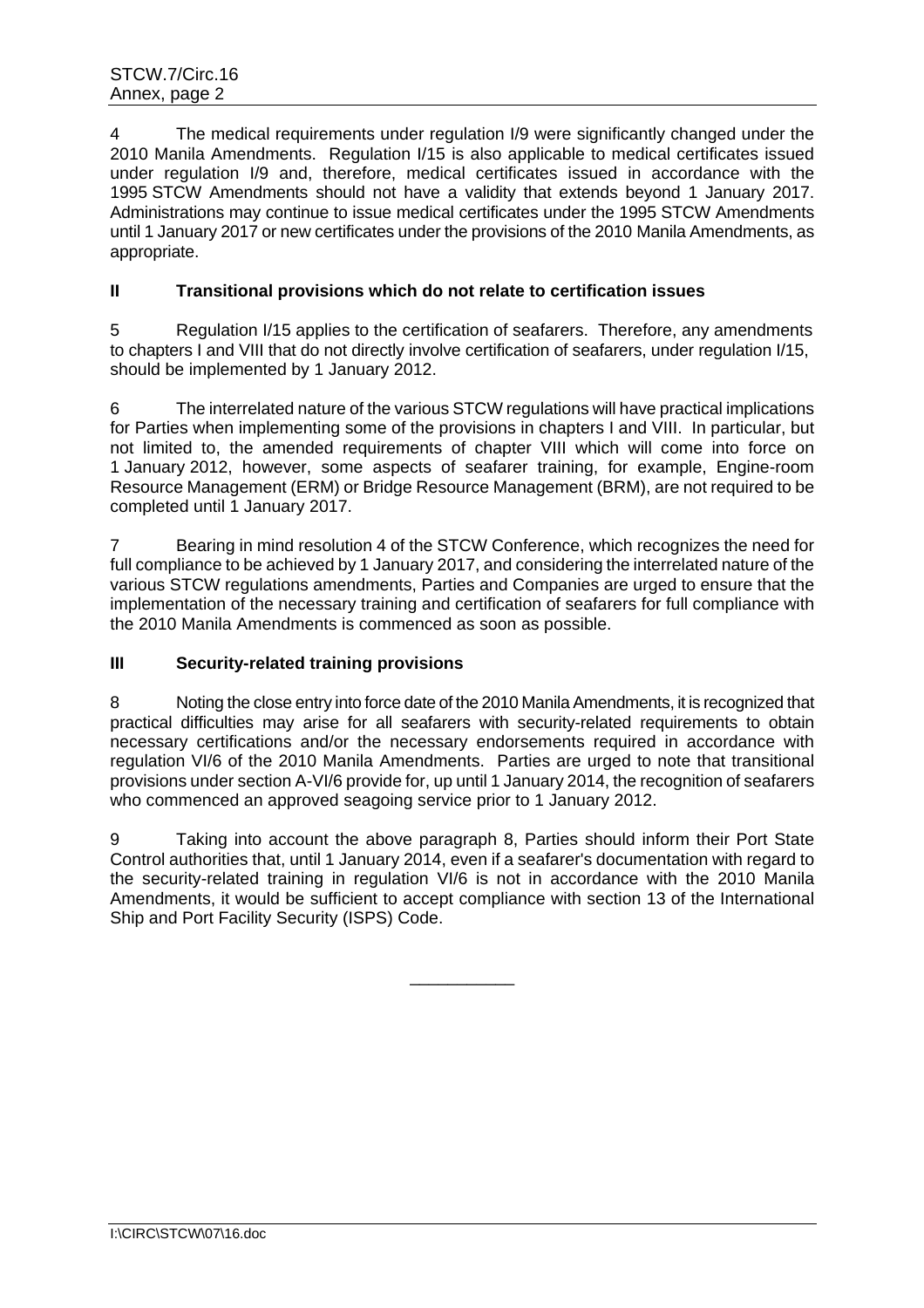4 The medical requirements under regulation I/9 were significantly changed under the 2010 Manila Amendments. Regulation I/15 is also applicable to medical certificates issued under regulation I/9 and, therefore, medical certificates issued in accordance with the 1995 STCW Amendments should not have a validity that extends beyond 1 January 2017. Administrations may continue to issue medical certificates under the 1995 STCW Amendments until 1 January 2017 or new certificates under the provisions of the 2010 Manila Amendments, as appropriate.

## II Transitional provisions which do not relate to certification issues

5 Regulation I/15 applies to the certification of seafarers. Therefore, any amendments to chapters I and VIII that do not directly involve certification of seafarers, under regulation I/15, should be implemented by 1 January 2012.

6 The interrelated nature of the various STCW regulations will have practical implications for Parties when implementing some of the provisions in chapters I and VIII. In particular, but not limited to, the amended requirements of chapter VIII which will come into force on 1 January 2012, however, some aspects of seafarer training, for example, Engine-room Resource Management (ERM) or Bridge Resource Management (BRM), are not required to be completed until 1 January 2017.

7 Bearing in mind resolution 4 of the STCW Conference, which recognizes the need for full compliance to be achieved by 1 January 2017, and considering the interrelated nature of the various STCW regulations amendments, Parties and Companies are urged to ensure that the implementation of the necessary training and certification of seafarers for full compliance with the 2010 Manila Amendments is commenced as soon as possible.

## III Security-related training provisions

8 Noting the close entry into force date of the 2010 Manila Amendments, it is recognized that practical difficulties may arise for all seafarers with security-related requirements to obtain necessary certifications and/or the necessary endorsements required in accordance with regulation VI/6 of the 2010 Manila Amendments. Parties are urged to note that transitional provisions under section A-VI/6 provide for, up until 1 January 2014, the recognition of seafarers who commenced an approved seagoing service prior to 1 January 2012.

9 Taking into account the above paragraph 8, Parties should inform their Port State Control authorities that, until 1 January 2014, even if a seafarer's documentation with regard to the security-related training in regulation VI/6 is not in accordance with the 2010 Manila Amendments, it would be sufficient to accept compliance with section 13 of the International Ship and Port Facility Security (ISPS) Code.

___________